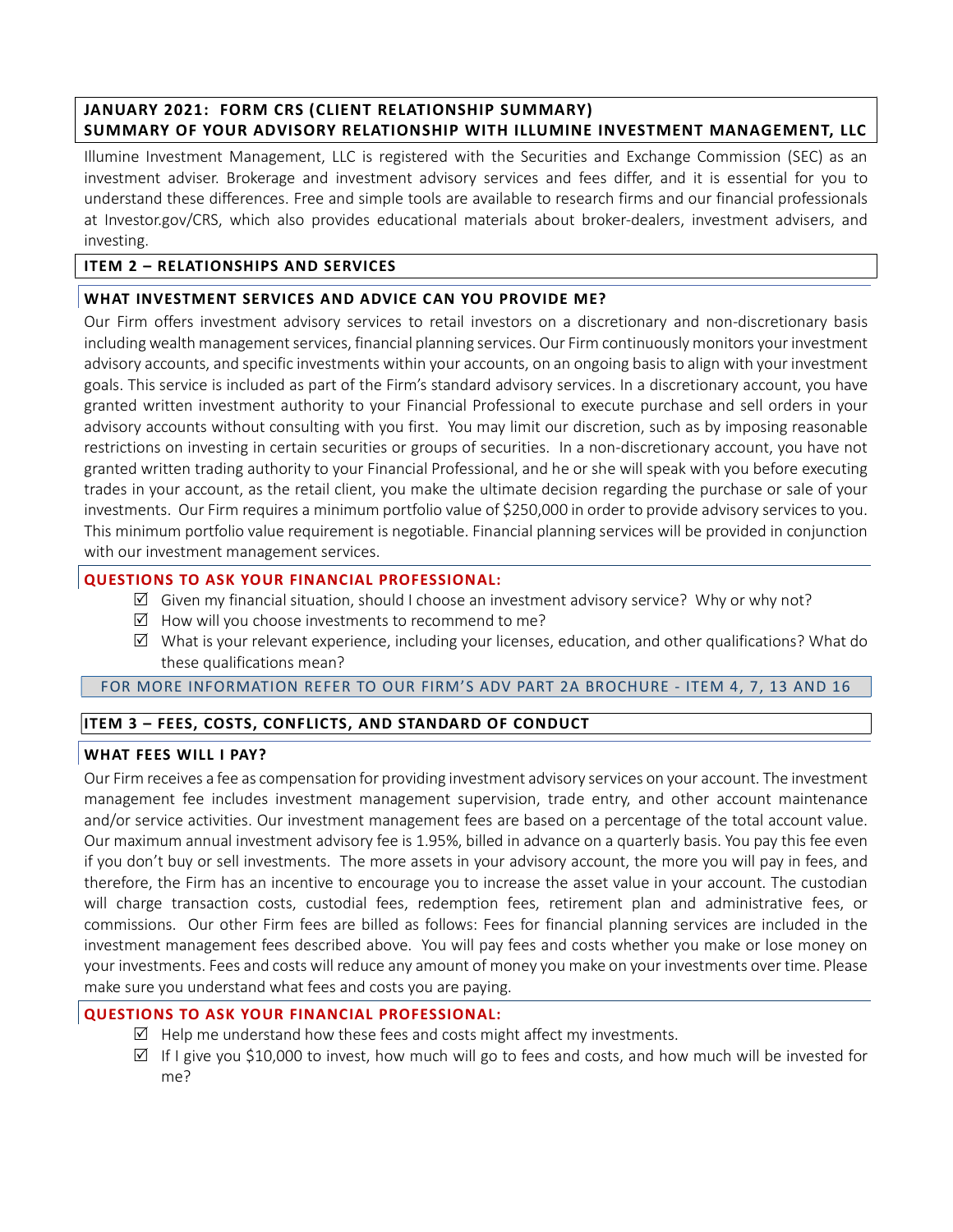## JANUARY 2021: FORM CRS (CLIENT RELATIONSHIP SUMMARY)
## SUMMARY OF YOUR ADVISORY RELATIONSHIP WITH ILLUMINE INVESTMENT MANAGEMENT, LLC

Illumine Investment Management, LLC is registered with the Securities and Exchange Commission (SEC) as an investment adviser. Brokerage and investment advisory services and fees differ, and it is essential for you to understand these differences. Free and simple tools are available to research firms and our financial professionals at Investor.gov/CRS, which also provides educational materials about broker-dealers, investment advisers, and investing.

## ITEM 2 – RELATIONSHIPS AND SERVICES

### WHAT INVESTMENT SERVICES AND ADVICE CAN YOU PROVIDE ME?

Our Firm offers investment advisory services to retail investors on a discretionary and non-discretionary basis including wealth management services, financial planning services. Our Firm continuously monitors your investment advisory accounts, and specific investments within your accounts, on an ongoing basis to align with your investment goals. This service is included as part of the Firm's standard advisory services. In a discretionary account, you have granted written investment authority to your Financial Professional to execute purchase and sell orders in your advisory accounts without consulting with you first. You may limit our discretion, such as by imposing reasonable restrictions on investing in certain securities or groups of securities. In a non-discretionary account, you have not granted written trading authority to your Financial Professional, and he or she will speak with you before executing trades in your account, as the retail client, you make the ultimate decision regarding the purchase or sale of your investments. Our Firm requires a minimum portfolio value of $250,000 in order to provide advisory services to you. This minimum portfolio value requirement is negotiable. Financial planning services will be provided in conjunction with our investment management services.

### QUESTIONS TO ASK YOUR FINANCIAL PROFESSIONAL:

- ☑ Given my financial situation, should I choose an investment advisory service? Why or why not?
- ☑ How will you choose investments to recommend to me?
- ☑ What is your relevant experience, including your licenses, education, and other qualifications? What do these qualifications mean?

FOR MORE INFORMATION REFER TO OUR FIRM'S ADV PART 2A BROCHURE - ITEM 4, 7, 13 AND 16

## ITEM 3 – FEES, COSTS, CONFLICTS, AND STANDARD OF CONDUCT

### WHAT FEES WILL I PAY?

Our Firm receives a fee as compensation for providing investment advisory services on your account. The investment management fee includes investment management supervision, trade entry, and other account maintenance and/or service activities. Our investment management fees are based on a percentage of the total account value. Our maximum annual investment advisory fee is 1.95%, billed in advance on a quarterly basis. You pay this fee even if you don't buy or sell investments. The more assets in your advisory account, the more you will pay in fees, and therefore, the Firm has an incentive to encourage you to increase the asset value in your account. The custodian will charge transaction costs, custodial fees, redemption fees, retirement plan and administrative fees, or commissions. Our other Firm fees are billed as follows: Fees for financial planning services are included in the investment management fees described above. You will pay fees and costs whether you make or lose money on your investments. Fees and costs will reduce any amount of money you make on your investments over time. Please make sure you understand what fees and costs you are paying.

### QUESTIONS TO ASK YOUR FINANCIAL PROFESSIONAL:

- ☑ Help me understand how these fees and costs might affect my investments.
- ☑ If I give you $10,000 to invest, how much will go to fees and costs, and how much will be invested for me?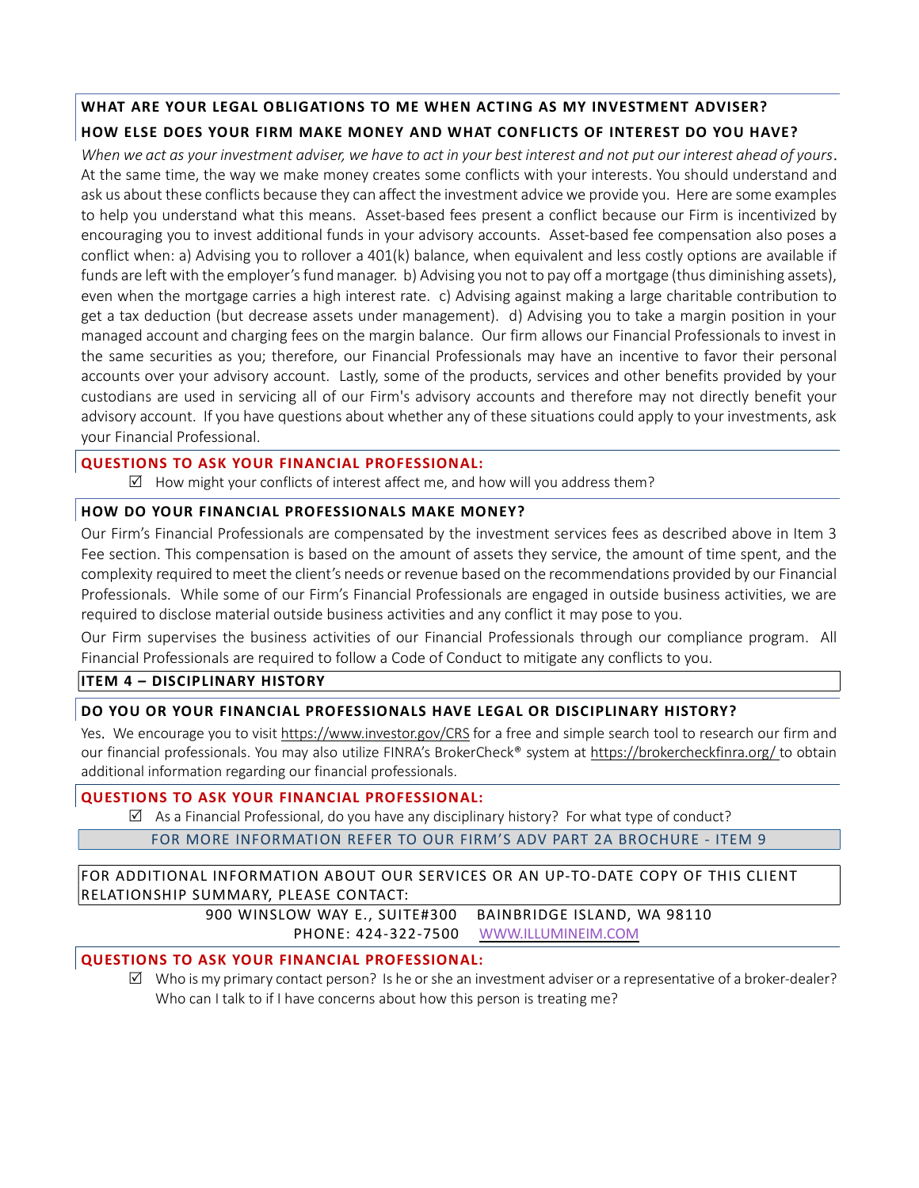## WHAT ARE YOUR LEGAL OBLIGATIONS TO ME WHEN ACTING AS MY INVESTMENT ADVISER?

## HOW ELSE DOES YOUR FIRM MAKE MONEY AND WHAT CONFLICTS OF INTEREST DO YOU HAVE?

*When we act as your investment adviser, we have to act in your best interest and not put our interest ahead of yours*. At the same time, the way we make money creates some conflicts with your interests. You should understand and ask us about these conflicts because they can affect the investment advice we provide you. Here are some examples to help you understand what this means. Asset-based fees present a conflict because our Firm is incentivized by encouraging you to invest additional funds in your advisory accounts. Asset-based fee compensation also poses a conflict when: a) Advising you to rollover a 401(k) balance, when equivalent and less costly options are available if funds are left with the employer's fund manager. b) Advising you not to pay off a mortgage (thus diminishing assets), even when the mortgage carries a high interest rate. c) Advising against making a large charitable contribution to get a tax deduction (but decrease assets under management). d) Advising you to take a margin position in your managed account and charging fees on the margin balance. Our firm allows our Financial Professionals to invest in the same securities as you; therefore, our Financial Professionals may have an incentive to favor their personal accounts over your advisory account. Lastly, some of the products, services and other benefits provided by your custodians are used in servicing all of our Firm's advisory accounts and therefore may not directly benefit your advisory account. If you have questions about whether any of these situations could apply to your investments, ask your Financial Professional.

### QUESTIONS TO ASK YOUR FINANCIAL PROFESSIONAL:

- ☑ How might your conflicts of interest affect me, and how will you address them?

## HOW DO YOUR FINANCIAL PROFESSIONALS MAKE MONEY?

Our Firm's Financial Professionals are compensated by the investment services fees as described above in Item 3 Fee section. This compensation is based on the amount of assets they service, the amount of time spent, and the complexity required to meet the client's needs or revenue based on the recommendations provided by our Financial Professionals. While some of our Firm's Financial Professionals are engaged in outside business activities, we are required to disclose material outside business activities and any conflict it may pose to you.

Our Firm supervises the business activities of our Financial Professionals through our compliance program. All Financial Professionals are required to follow a Code of Conduct to mitigate any conflicts to you.

## ITEM 4 – DISCIPLINARY HISTORY

## DO YOU OR YOUR FINANCIAL PROFESSIONALS HAVE LEGAL OR DISCIPLINARY HISTORY?

Yes. We encourage you to visit https://www.investor.gov/CRS for a free and simple search tool to research our firm and our financial professionals. You may also utilize FINRA's BrokerCheck® system at https://brokercheckfinra.org/ to obtain additional information regarding our financial professionals.

### QUESTIONS TO ASK YOUR FINANCIAL PROFESSIONAL:

- ☑ As a Financial Professional, do you have any disciplinary history? For what type of conduct?

FOR MORE INFORMATION REFER TO OUR FIRM'S ADV PART 2A BROCHURE - ITEM 9

FOR ADDITIONAL INFORMATION ABOUT OUR SERVICES OR AN UP-TO-DATE COPY OF THIS CLIENT RELATIONSHIP SUMMARY, PLEASE CONTACT:

900 WINSLOW WAY E., SUITE#300 BAINBRIDGE ISLAND, WA 98110
PHONE: 424-322-7500 WWW.ILLUMINEIM.COM

### QUESTIONS TO ASK YOUR FINANCIAL PROFESSIONAL:

- ☑ Who is my primary contact person? Is he or she an investment adviser or a representative of a broker-dealer? Who can I talk to if I have concerns about how this person is treating me?